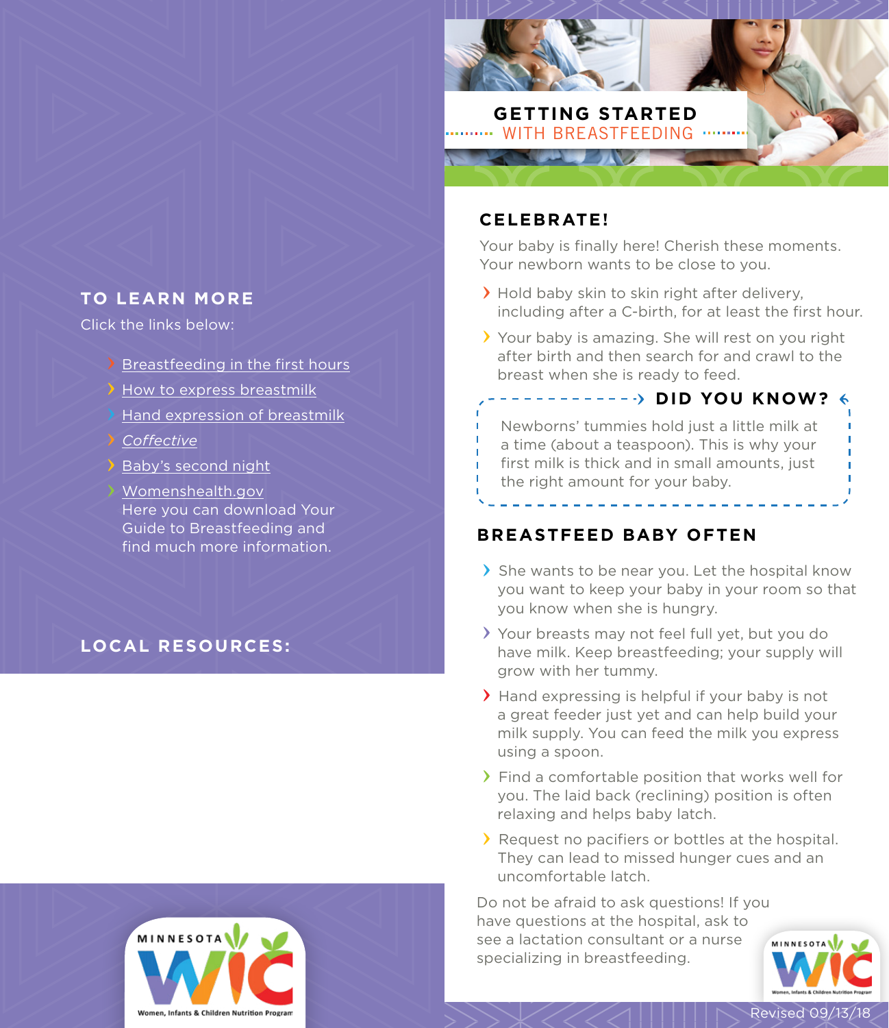# GETTING STARTED WITH BREASTFEEDING

## CELEBRATE!

Your baby is finally here! Cherish these moments. Your newborn wants to be close to you.

- Hold baby skin to skin right after delivery, including after a C-birth, for at least the first hour.
- Your baby is amazing. She will rest on you right after birth and then search for and crawl to the breast when she is ready to feed.

### DID YOU KNOW?

Newborns' tummies hold just a little milk at a time (about a teaspoon). This is why your first milk is thick and in small amounts, just the right amount for your baby.

## BREASTFEED BABY OFTEN

- She wants to be near you. Let the hospital know you want to keep your baby in your room so that you know when she is hungry.
- Your breasts may not feel full yet, but you do have milk. Keep breastfeeding; your supply will grow with her tummy.
- Hand expressing is helpful if your baby is not a great feeder just yet and can help build your milk supply. You can feed the milk you express using a spoon.
- Find a comfortable position that works well for you. The laid back (reclining) position is often relaxing and helps baby latch.
- Request no pacifiers or bottles at the hospital. They can lead to missed hunger cues and an uncomfortable latch.

Do not be afraid to ask questions! If you have questions at the hospital, ask to see a lactation consultant or a nurse specializing in breastfeeding.

## TO LEARN MORE

Click the links below:

- Breastfeeding in the first hours
- How to express breastmilk
- Hand expression of breastmilk
- *Coffective*
- Baby's second night
- Womenshealth.gov
  Here you can download Your Guide to Breastfeeding and find much more information.

## LOCAL RESOURCES:

MINNESOTA WIC
Women, Infants & Children Nutrition Program

Revised 09/13/18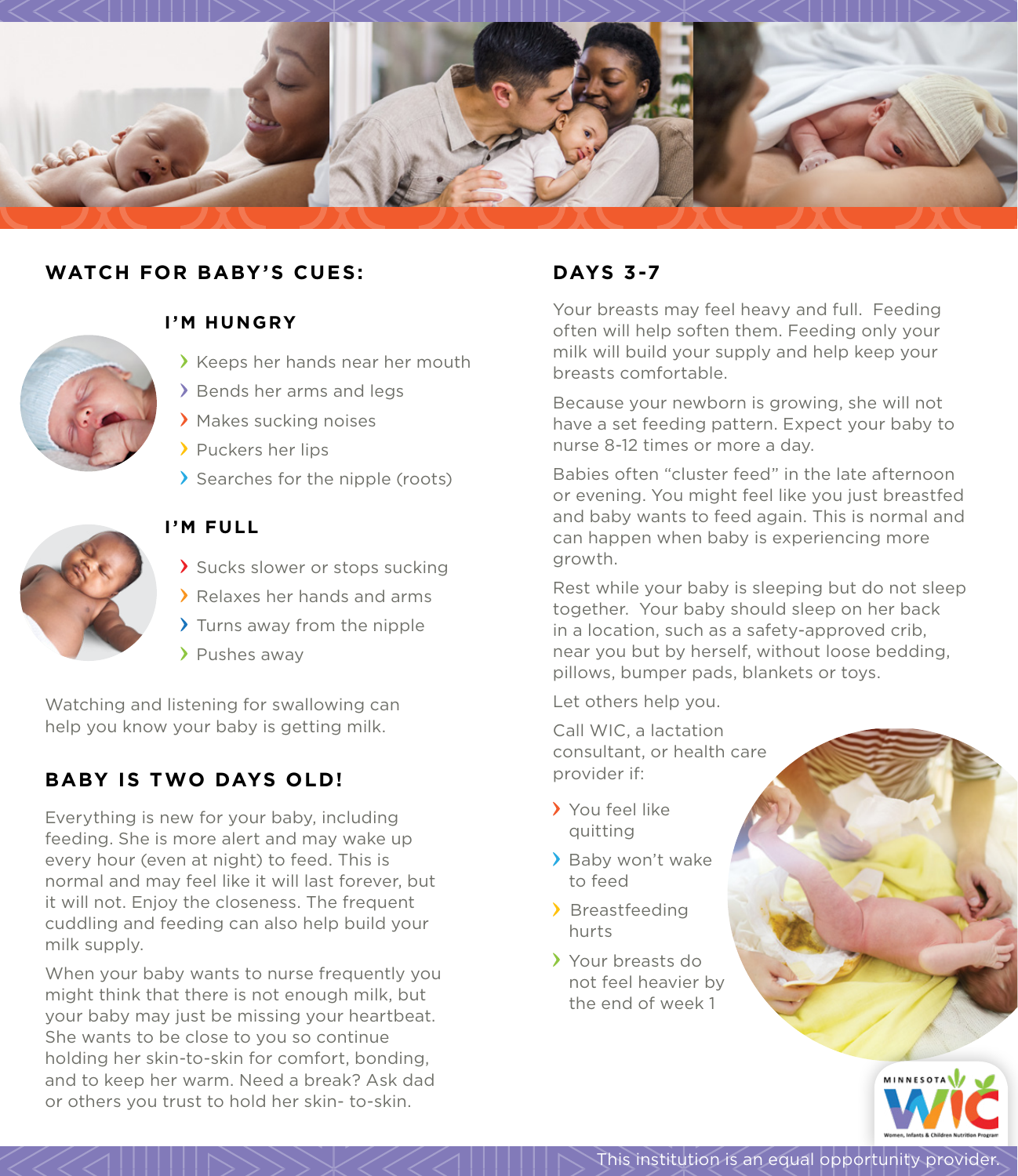## WATCH FOR BABY'S CUES:

### I'M HUNGRY

- Keeps her hands near her mouth
- Bends her arms and legs
- Makes sucking noises
- Puckers her lips
- Searches for the nipple (roots)

### I'M FULL

- Sucks slower or stops sucking
- Relaxes her hands and arms
- Turns away from the nipple
- Pushes away

Watching and listening for swallowing can help you know your baby is getting milk.

## BABY IS TWO DAYS OLD!

Everything is new for your baby, including feeding. She is more alert and may wake up every hour (even at night) to feed. This is normal and may feel like it will last forever, but it will not. Enjoy the closeness. The frequent cuddling and feeding can also help build your milk supply.

When your baby wants to nurse frequently you might think that there is not enough milk, but your baby may just be missing your heartbeat. She wants to be close to you so continue holding her skin-to-skin for comfort, bonding, and to keep her warm. Need a break? Ask dad or others you trust to hold her skin- to-skin.

## DAYS 3-7

Your breasts may feel heavy and full. Feeding often will help soften them. Feeding only your milk will build your supply and help keep your breasts comfortable.

Because your newborn is growing, she will not have a set feeding pattern. Expect your baby to nurse 8-12 times or more a day.

Babies often "cluster feed" in the late afternoon or evening. You might feel like you just breastfed and baby wants to feed again. This is normal and can happen when baby is experiencing more growth.

Rest while your baby is sleeping but do not sleep together. Your baby should sleep on her back in a location, such as a safety-approved crib, near you but by herself, without loose bedding, pillows, bumper pads, blankets or toys.

Let others help you.

Call WIC, a lactation consultant, or health care provider if:

- You feel like quitting
- Baby won't wake to feed
- Breastfeeding hurts
- Your breasts do not feel heavier by the end of week 1

MINNESOTA WIC
Women, Infants & Children Nutrition Program

This institution is an equal opportunity provider.